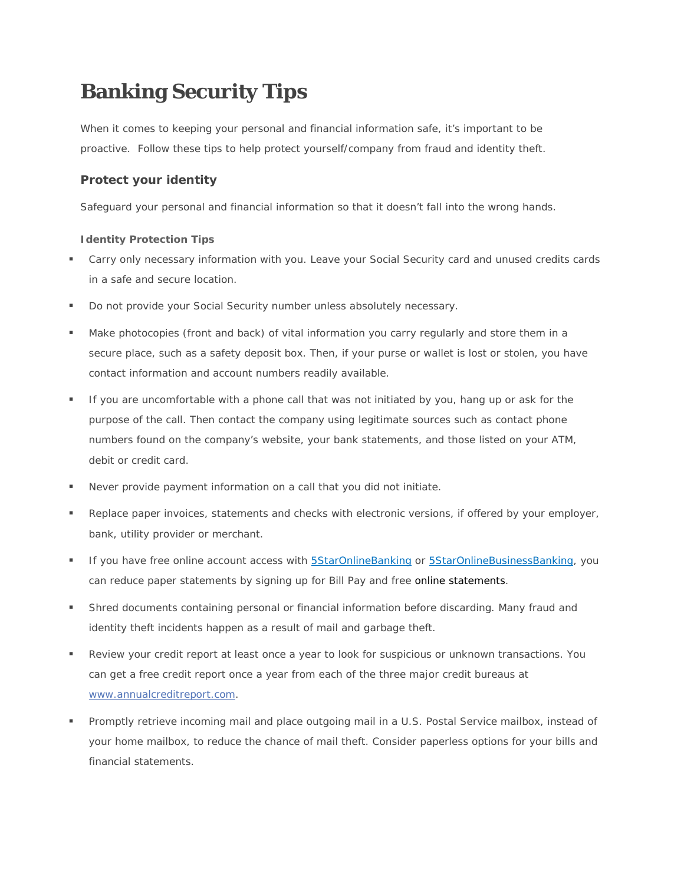# Banking Security Tips

When it comes to keeping your personal and financial information safe, it's important to be proactive.  Follow these tips to help protect yourself/company from fraud and identity theft.

## Protect your identity

Safeguard your personal and financial information so that it doesn't fall into the wrong hands.

### Identity Protection Tips

- Carry only necessary information with you. Leave your Social Security card and unused credits cards in a safe and secure location.
- Do not provide your Social Security number unless absolutely necessary.
- Make photocopies (front and back) of vital information you carry regularly and store them in a secure place, such as a safety deposit box. Then, if your purse or wallet is lost or stolen, you have contact information and account numbers readily available.
- If you are uncomfortable with a phone call that was not initiated by you, hang up or ask for the purpose of the call. Then contact the company using legitimate sources such as contact phone numbers found on the company's website, your bank statements, and those listed on your ATM, debit or credit card.
- Never provide payment information on a call that you did not initiate.
- Replace paper invoices, statements and checks with electronic versions, if offered by your employer, bank, utility provider or merchant.
- If you have free online account access with 5StarOnlineBanking or 5StarOnlineBusinessBanking, you can reduce paper statements by signing up for Bill Pay and free online statements.
- Shred documents containing personal or financial information before discarding. Many fraud and identity theft incidents happen as a result of mail and garbage theft.
- Review your credit report at least once a year to look for suspicious or unknown transactions. You can get a free credit report once a year from each of the three major credit bureaus at www.annualcreditreport.com.
- Promptly retrieve incoming mail and place outgoing mail in a U.S. Postal Service mailbox, instead of your home mailbox, to reduce the chance of mail theft. Consider paperless options for your bills and financial statements.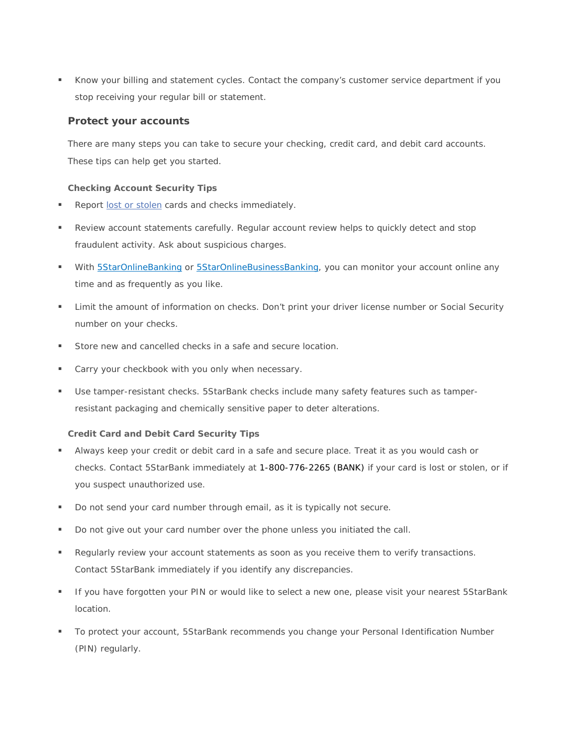- Know your billing and statement cycles. Contact the company's customer service department if you stop receiving your regular bill or statement.

## Protect your accounts

There are many steps you can take to secure your checking, credit card, and debit card accounts. These tips can help get you started.

### Checking Account Security Tips

- Report lost or stolen cards and checks immediately.
- Review account statements carefully. Regular account review helps to quickly detect and stop fraudulent activity. Ask about suspicious charges.
- With 5StarOnlineBanking or 5StarOnlineBusinessBanking, you can monitor your account online any time and as frequently as you like.
- Limit the amount of information on checks. Don't print your driver license number or Social Security number on your checks.
- Store new and cancelled checks in a safe and secure location.
- Carry your checkbook with you only when necessary.
- Use tamper-resistant checks. 5StarBank checks include many safety features such as tamper-resistant packaging and chemically sensitive paper to deter alterations.

### Credit Card and Debit Card Security Tips

- Always keep your credit or debit card in a safe and secure place. Treat it as you would cash or checks. Contact 5StarBank immediately at 1-800-776-2265 (BANK) if your card is lost or stolen, or if you suspect unauthorized use.
- Do not send your card number through email, as it is typically not secure.
- Do not give out your card number over the phone unless you initiated the call.
- Regularly review your account statements as soon as you receive them to verify transactions. Contact 5StarBank immediately if you identify any discrepancies.
- If you have forgotten your PIN or would like to select a new one, please visit your nearest 5StarBank location.
- To protect your account, 5StarBank recommends you change your Personal Identification Number (PIN) regularly.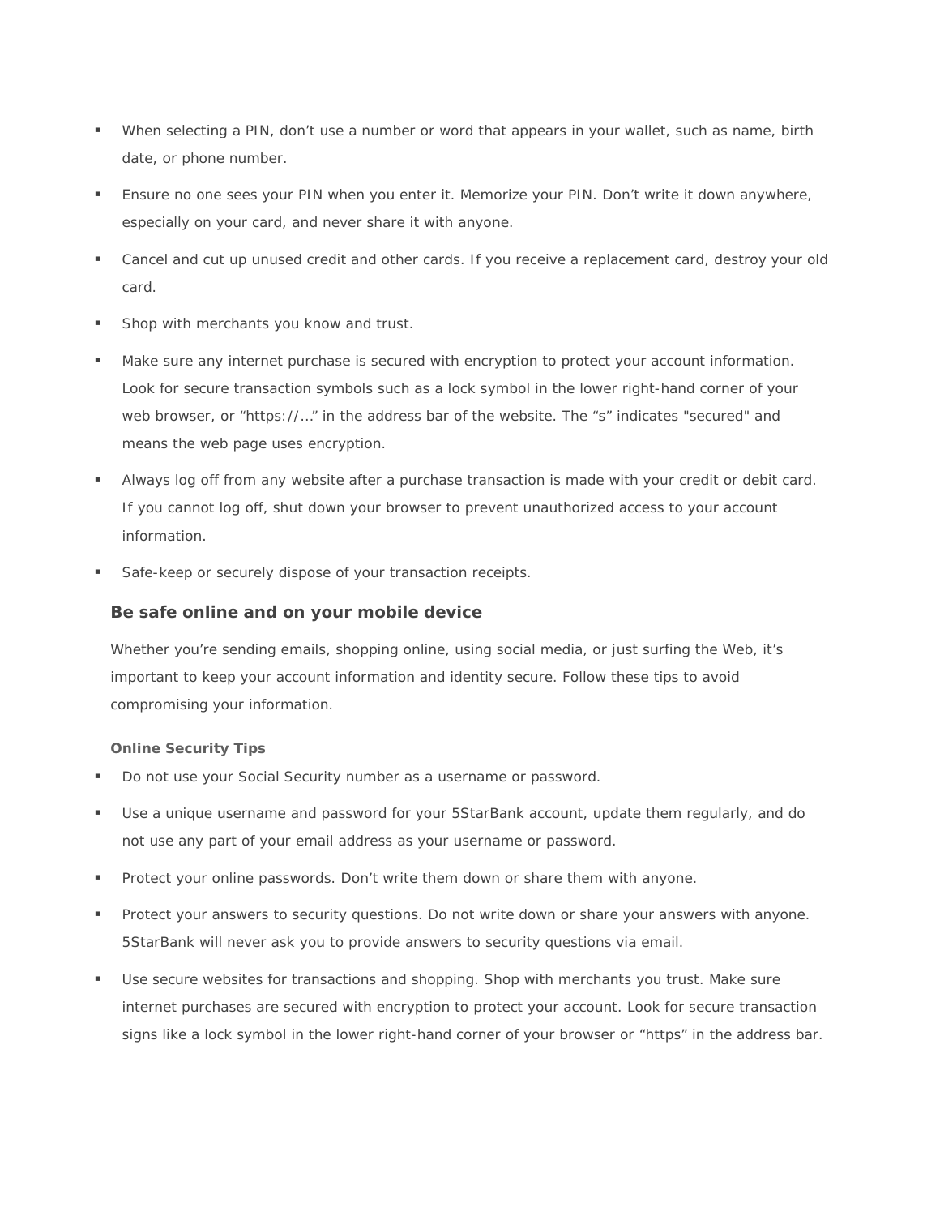- When selecting a PIN, don't use a number or word that appears in your wallet, such as name, birth date, or phone number.
- Ensure no one sees your PIN when you enter it. Memorize your PIN. Don't write it down anywhere, especially on your card, and never share it with anyone.
- Cancel and cut up unused credit and other cards. If you receive a replacement card, destroy your old card.
- Shop with merchants you know and trust.
- Make sure any internet purchase is secured with encryption to protect your account information. Look for secure transaction symbols such as a lock symbol in the lower right-hand corner of your web browser, or "https://..." in the address bar of the website. The "s" indicates "secured" and means the web page uses encryption.
- Always log off from any website after a purchase transaction is made with your credit or debit card. If you cannot log off, shut down your browser to prevent unauthorized access to your account information.
- Safe-keep or securely dispose of your transaction receipts.

### Be safe online and on your mobile device

Whether you're sending emails, shopping online, using social media, or just surfing the Web, it's important to keep your account information and identity secure. Follow these tips to avoid compromising your information.

#### Online Security Tips

- Do not use your Social Security number as a username or password.
- Use a unique username and password for your 5StarBank account, update them regularly, and do not use any part of your email address as your username or password.
- Protect your online passwords. Don't write them down or share them with anyone.
- Protect your answers to security questions. Do not write down or share your answers with anyone. 5StarBank will never ask you to provide answers to security questions via email.
- Use secure websites for transactions and shopping. Shop with merchants you trust. Make sure internet purchases are secured with encryption to protect your account. Look for secure transaction signs like a lock symbol in the lower right-hand corner of your browser or "https" in the address bar.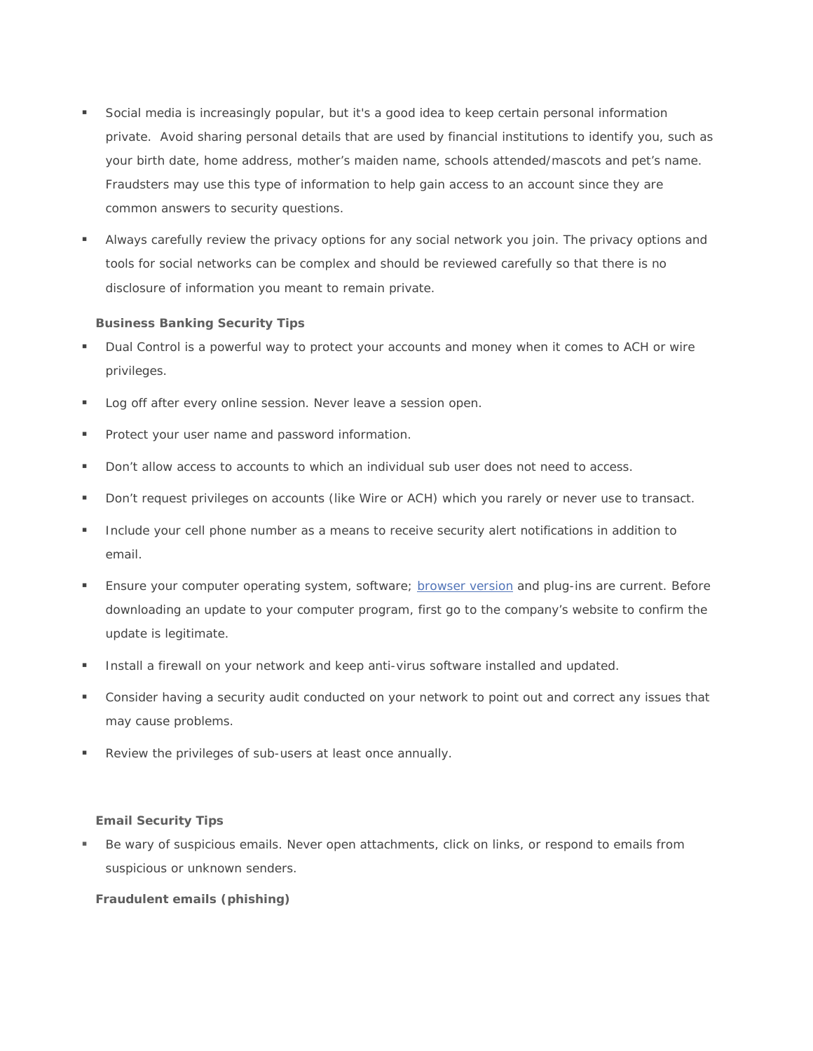- Social media is increasingly popular, but it's a good idea to keep certain personal information private. Avoid sharing personal details that are used by financial institutions to identify you, such as your birth date, home address, mother's maiden name, schools attended/mascots and pet's name. Fraudsters may use this type of information to help gain access to an account since they are common answers to security questions.
- Always carefully review the privacy options for any social network you join. The privacy options and tools for social networks can be complex and should be reviewed carefully so that there is no disclosure of information you meant to remain private.

**Business Banking Security Tips**

- Dual Control is a powerful way to protect your accounts and money when it comes to ACH or wire privileges.
- Log off after every online session. Never leave a session open.
- Protect your user name and password information.
- Don't allow access to accounts to which an individual sub user does not need to access.
- Don't request privileges on accounts (like Wire or ACH) which you rarely or never use to transact.
- Include your cell phone number as a means to receive security alert notifications in addition to email.
- Ensure your computer operating system, software; browser version and plug-ins are current. Before downloading an update to your computer program, first go to the company's website to confirm the update is legitimate.
- Install a firewall on your network and keep anti-virus software installed and updated.
- Consider having a security audit conducted on your network to point out and correct any issues that may cause problems.
- Review the privileges of sub-users at least once annually.

**Email Security Tips**

- Be wary of suspicious emails. Never open attachments, click on links, or respond to emails from suspicious or unknown senders.

**Fraudulent emails (phishing)**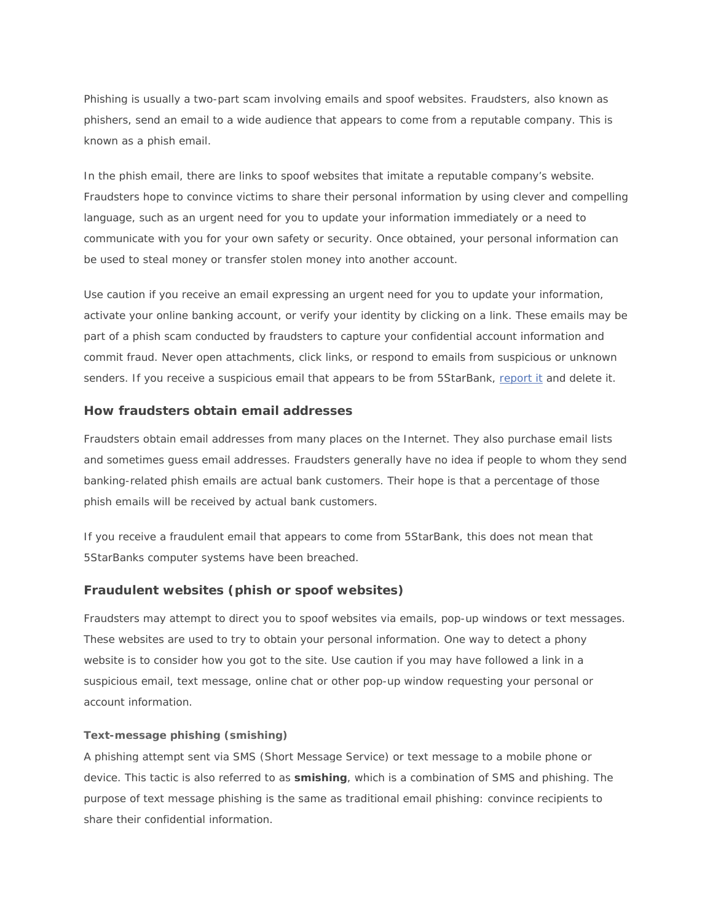Phishing is usually a two-part scam involving emails and spoof websites. Fraudsters, also known as phishers, send an email to a wide audience that appears to come from a reputable company. This is known as a phish email.

In the phish email, there are links to spoof websites that imitate a reputable company's website. Fraudsters hope to convince victims to share their personal information by using clever and compelling language, such as an urgent need for you to update your information immediately or a need to communicate with you for your own safety or security. Once obtained, your personal information can be used to steal money or transfer stolen money into another account.

Use caution if you receive an email expressing an urgent need for you to update your information, activate your online banking account, or verify your identity by clicking on a link. These emails may be part of a phish scam conducted by fraudsters to capture your confidential account information and commit fraud. Never open attachments, click links, or respond to emails from suspicious or unknown senders. If you receive a suspicious email that appears to be from 5StarBank, report it and delete it.

## How fraudsters obtain email addresses

Fraudsters obtain email addresses from many places on the Internet. They also purchase email lists and sometimes guess email addresses. Fraudsters generally have no idea if people to whom they send banking-related phish emails are actual bank customers. Their hope is that a percentage of those phish emails will be received by actual bank customers.

If you receive a fraudulent email that appears to come from 5StarBank, this does not mean that 5StarBanks computer systems have been breached.

## Fraudulent websites (phish or spoof websites)

Fraudsters may attempt to direct you to spoof websites via emails, pop-up windows or text messages. These websites are used to try to obtain your personal information. One way to detect a phony website is to consider how you got to the site. Use caution if you may have followed a link in a suspicious email, text message, online chat or other pop-up window requesting your personal or account information.

### Text-message phishing (smishing)

A phishing attempt sent via SMS (Short Message Service) or text message to a mobile phone or device. This tactic is also referred to as **smishing**, which is a combination of SMS and phishing. The purpose of text message phishing is the same as traditional email phishing: convince recipients to share their confidential information.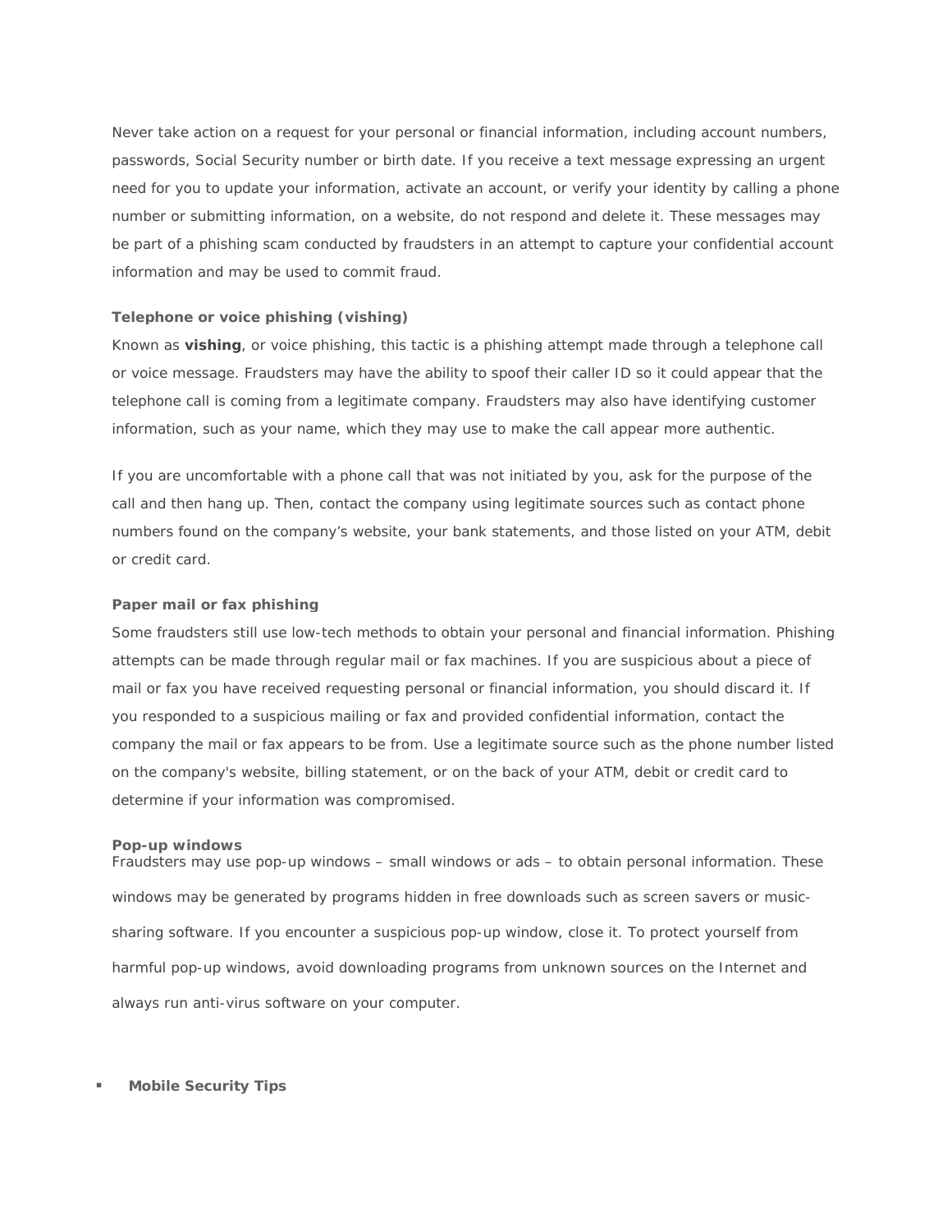Never take action on a request for your personal or financial information, including account numbers, passwords, Social Security number or birth date. If you receive a text message expressing an urgent need for you to update your information, activate an account, or verify your identity by calling a phone number or submitting information, on a website, do not respond and delete it. These messages may be part of a phishing scam conducted by fraudsters in an attempt to capture your confidential account information and may be used to commit fraud.

**Telephone or voice phishing (vishing)**

Known as **vishing**, or voice phishing, this tactic is a phishing attempt made through a telephone call or voice message. Fraudsters may have the ability to spoof their caller ID so it could appear that the telephone call is coming from a legitimate company. Fraudsters may also have identifying customer information, such as your name, which they may use to make the call appear more authentic.

If you are uncomfortable with a phone call that was not initiated by you, ask for the purpose of the call and then hang up. Then, contact the company using legitimate sources such as contact phone numbers found on the company's website, your bank statements, and those listed on your ATM, debit or credit card.

**Paper mail or fax phishing**

Some fraudsters still use low-tech methods to obtain your personal and financial information. Phishing attempts can be made through regular mail or fax machines. If you are suspicious about a piece of mail or fax you have received requesting personal or financial information, you should discard it. If you responded to a suspicious mailing or fax and provided confidential information, contact the company the mail or fax appears to be from. Use a legitimate source such as the phone number listed on the company's website, billing statement, or on the back of your ATM, debit or credit card to determine if your information was compromised.

**Pop-up windows**

Fraudsters may use pop-up windows – small windows or ads – to obtain personal information. These windows may be generated by programs hidden in free downloads such as screen savers or music-sharing software. If you encounter a suspicious pop-up window, close it. To protect yourself from harmful pop-up windows, avoid downloading programs from unknown sources on the Internet and always run anti-virus software on your computer.

- **Mobile Security Tips**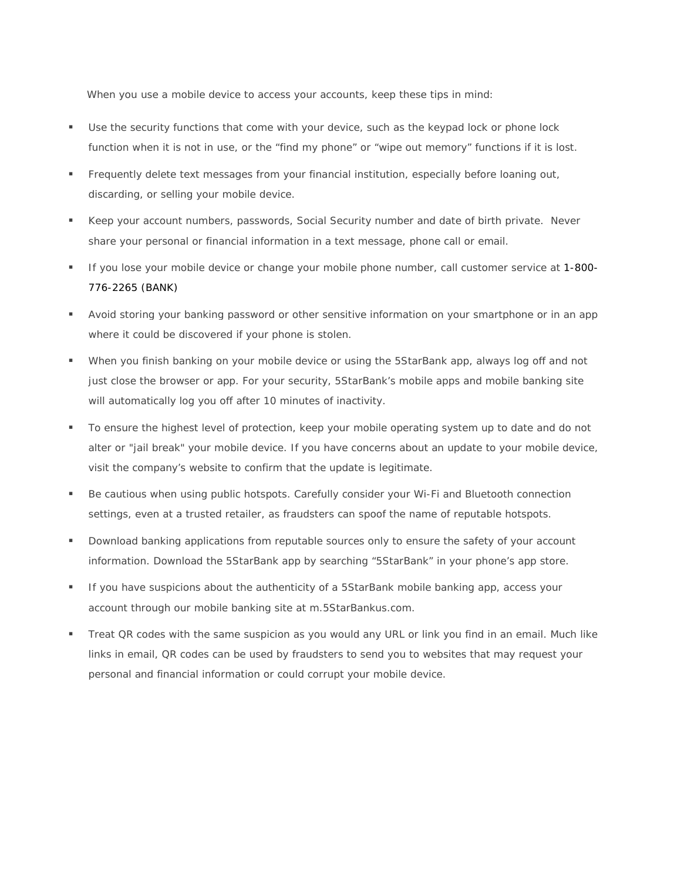When you use a mobile device to access your accounts, keep these tips in mind:

- Use the security functions that come with your device, such as the keypad lock or phone lock function when it is not in use, or the “find my phone” or “wipe out memory” functions if it is lost.
- Frequently delete text messages from your financial institution, especially before loaning out, discarding, or selling your mobile device.
- Keep your account numbers, passwords, Social Security number and date of birth private. Never share your personal or financial information in a text message, phone call or email.
- If you lose your mobile device or change your mobile phone number, call customer service at 1-800-776-2265 (BANK)
- Avoid storing your banking password or other sensitive information on your smartphone or in an app where it could be discovered if your phone is stolen.
- When you finish banking on your mobile device or using the 5StarBank app, always log off and not just close the browser or app. For your security, 5StarBank’s mobile apps and mobile banking site will automatically log you off after 10 minutes of inactivity.
- To ensure the highest level of protection, keep your mobile operating system up to date and do not alter or "jail break" your mobile device. If you have concerns about an update to your mobile device, visit the company’s website to confirm that the update is legitimate.
- Be cautious when using public hotspots. Carefully consider your Wi-Fi and Bluetooth connection settings, even at a trusted retailer, as fraudsters can spoof the name of reputable hotspots.
- Download banking applications from reputable sources only to ensure the safety of your account information. Download the 5StarBank app by searching “5StarBank” in your phone’s app store.
- If you have suspicions about the authenticity of a 5StarBank mobile banking app, access your account through our mobile banking site at m.5StarBankus.com.
- Treat QR codes with the same suspicion as you would any URL or link you find in an email. Much like links in email, QR codes can be used by fraudsters to send you to websites that may request your personal and financial information or could corrupt your mobile device.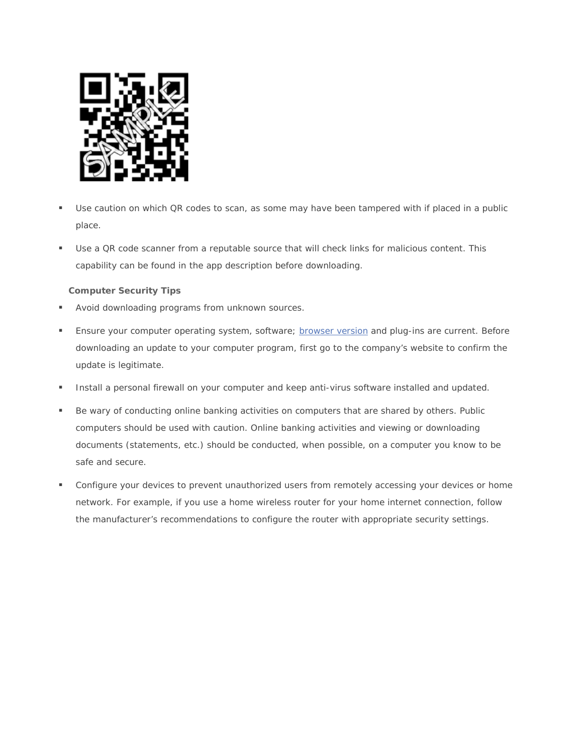- Use caution on which QR codes to scan, as some may have been tampered with if placed in a public place.
- Use a QR code scanner from a reputable source that will check links for malicious content. This capability can be found in the app description before downloading.

**Computer Security Tips**

- Avoid downloading programs from unknown sources.
- Ensure your computer operating system, software; browser version and plug-ins are current. Before downloading an update to your computer program, first go to the company's website to confirm the update is legitimate.
- Install a personal firewall on your computer and keep anti-virus software installed and updated.
- Be wary of conducting online banking activities on computers that are shared by others. Public computers should be used with caution. Online banking activities and viewing or downloading documents (statements, etc.) should be conducted, when possible, on a computer you know to be safe and secure.
- Configure your devices to prevent unauthorized users from remotely accessing your devices or home network. For example, if you use a home wireless router for your home internet connection, follow the manufacturer's recommendations to configure the router with appropriate security settings.